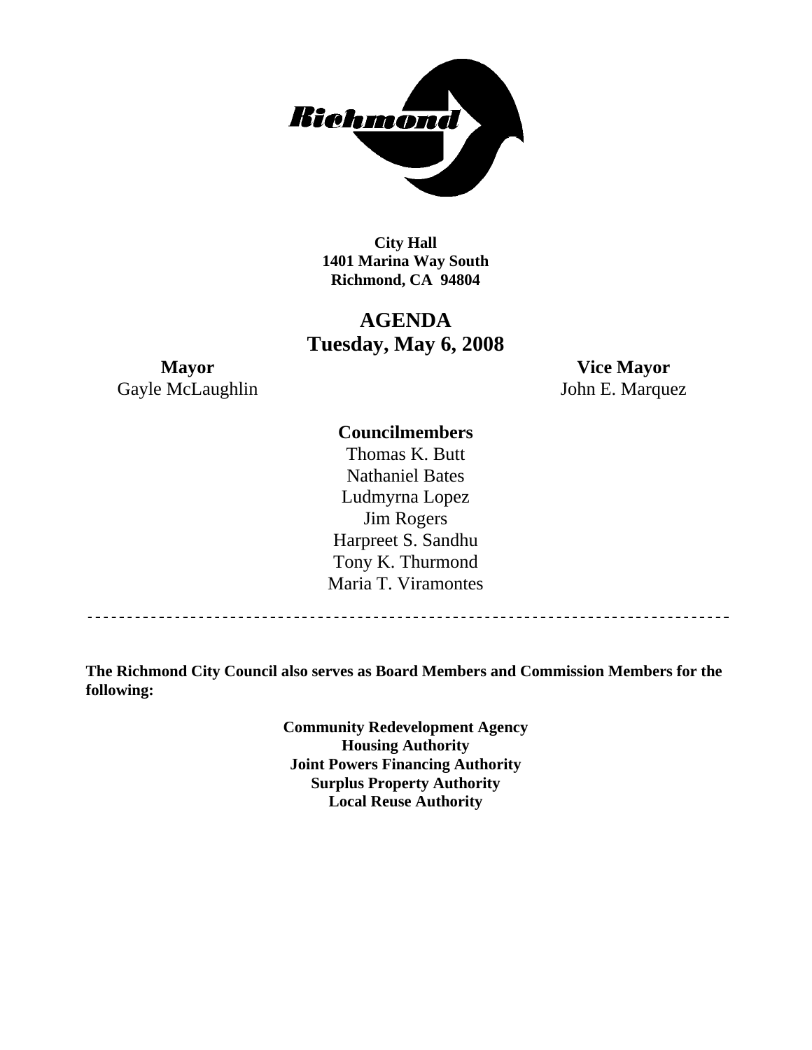**City Hall**
**1401 Marina Way South**
**Richmond, CA 94804**

# AGENDA
## Tuesday, May 6, 2008

**Mayor**
Gayle McLaughlin

**Vice Mayor**
John E. Marquez

**Councilmembers**
Thomas K. Butt
Nathaniel Bates
Ludmyrna Lopez
Jim Rogers
Harpreet S. Sandhu
Tony K. Thurmond
Maria T. Viramontes

---

**The Richmond City Council also serves as Board Members and Commission Members for the following:**

**Community Redevelopment Agency**
**Housing Authority**
**Joint Powers Financing Authority**
**Surplus Property Authority**
**Local Reuse Authority**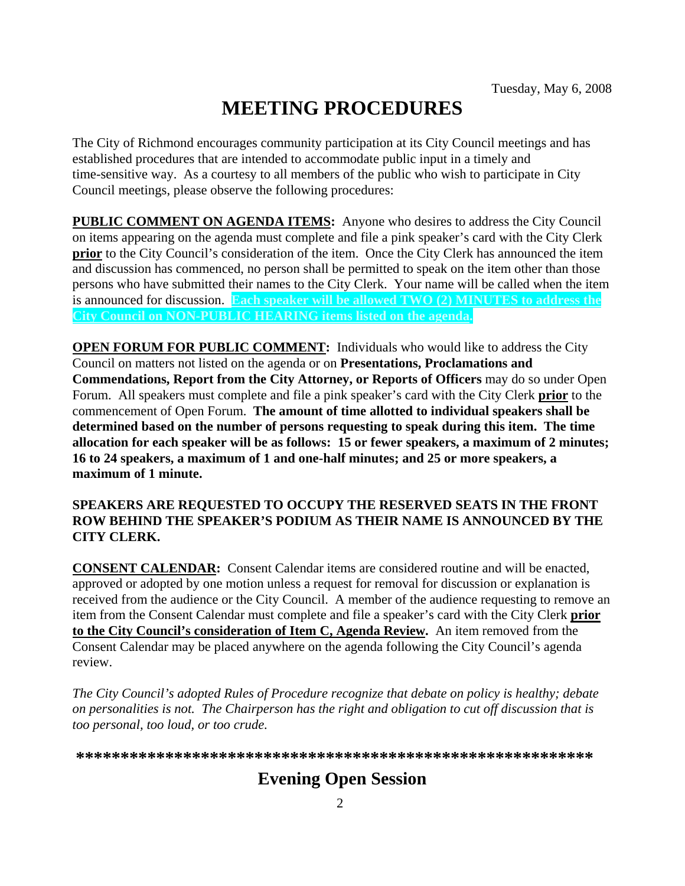Tuesday, May 6, 2008

# MEETING PROCEDURES

The City of Richmond encourages community participation at its City Council meetings and has established procedures that are intended to accommodate public input in a timely and time-sensitive way. As a courtesy to all members of the public who wish to participate in City Council meetings, please observe the following procedures:

**PUBLIC COMMENT ON AGENDA ITEMS:** Anyone who desires to address the City Council on items appearing on the agenda must complete and file a pink speaker's card with the City Clerk **prior** to the City Council's consideration of the item. Once the City Clerk has announced the item and discussion has commenced, no person shall be permitted to speak on the item other than those persons who have submitted their names to the City Clerk. Your name will be called when the item is announced for discussion. **Each speaker will be allowed TWO (2) MINUTES to address the City Council on NON-PUBLIC HEARING items listed on the agenda.**

**OPEN FORUM FOR PUBLIC COMMENT:** Individuals who would like to address the City Council on matters not listed on the agenda or on **Presentations, Proclamations and Commendations, Report from the City Attorney, or Reports of Officers** may do so under Open Forum. All speakers must complete and file a pink speaker's card with the City Clerk **prior** to the commencement of Open Forum. **The amount of time allotted to individual speakers shall be determined based on the number of persons requesting to speak during this item. The time allocation for each speaker will be as follows: 15 or fewer speakers, a maximum of 2 minutes; 16 to 24 speakers, a maximum of 1 and one-half minutes; and 25 or more speakers, a maximum of 1 minute.**

**SPEAKERS ARE REQUESTED TO OCCUPY THE RESERVED SEATS IN THE FRONT ROW BEHIND THE SPEAKER'S PODIUM AS THEIR NAME IS ANNOUNCED BY THE CITY CLERK.**

**CONSENT CALENDAR:** Consent Calendar items are considered routine and will be enacted, approved or adopted by one motion unless a request for removal for discussion or explanation is received from the audience or the City Council. A member of the audience requesting to remove an item from the Consent Calendar must complete and file a speaker's card with the City Clerk **prior to the City Council's consideration of Item C, Agenda Review.** An item removed from the Consent Calendar may be placed anywhere on the agenda following the City Council's agenda review.

*The City Council's adopted Rules of Procedure recognize that debate on policy is healthy; debate on personalities is not. The Chairperson has the right and obligation to cut off discussion that is too personal, too loud, or too crude.*

**\*\*\*\*\*\*\*\*\*\*\*\*\*\*\*\*\*\*\*\*\*\*\*\*\*\*\*\*\*\*\*\*\*\*\*\*\*\*\*\*\*\*\*\*\*\*\*\*\*\*\*\*\*\*\*\*\*\***

## Evening Open Session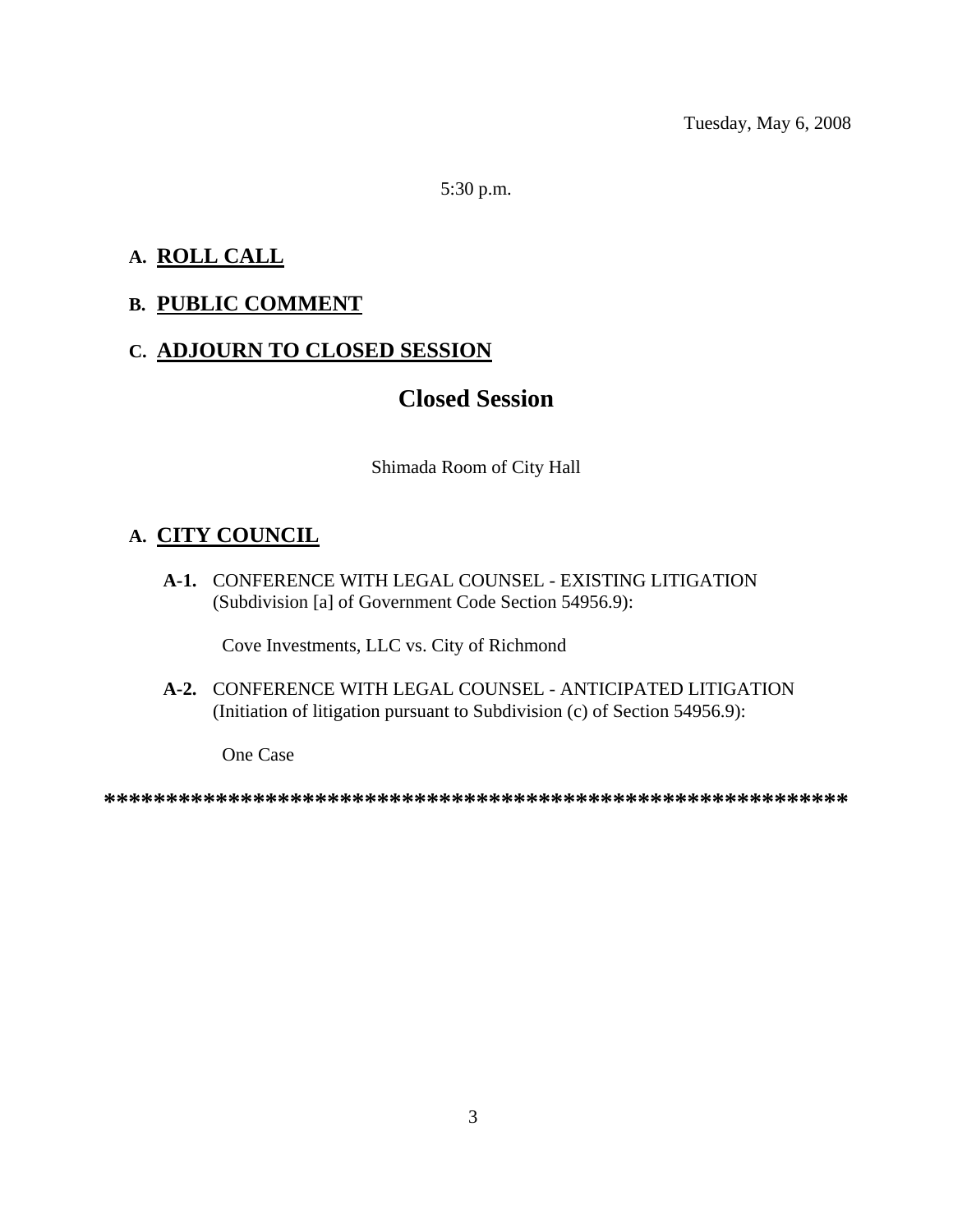Tuesday, May 6, 2008

5:30 p.m.

**A. ROLL CALL**

**B. PUBLIC COMMENT**

**C. ADJOURN TO CLOSED SESSION**

## Closed Session

Shimada Room of City Hall

**A. CITY COUNCIL**

**A-1.** CONFERENCE WITH LEGAL COUNSEL - EXISTING LITIGATION (Subdivision [a] of Government Code Section 54956.9):

Cove Investments, LLC vs. City of Richmond

**A-2.** CONFERENCE WITH LEGAL COUNSEL - ANTICIPATED LITIGATION (Initiation of litigation pursuant to Subdivision (c) of Section 54956.9):

One Case

**************************************************************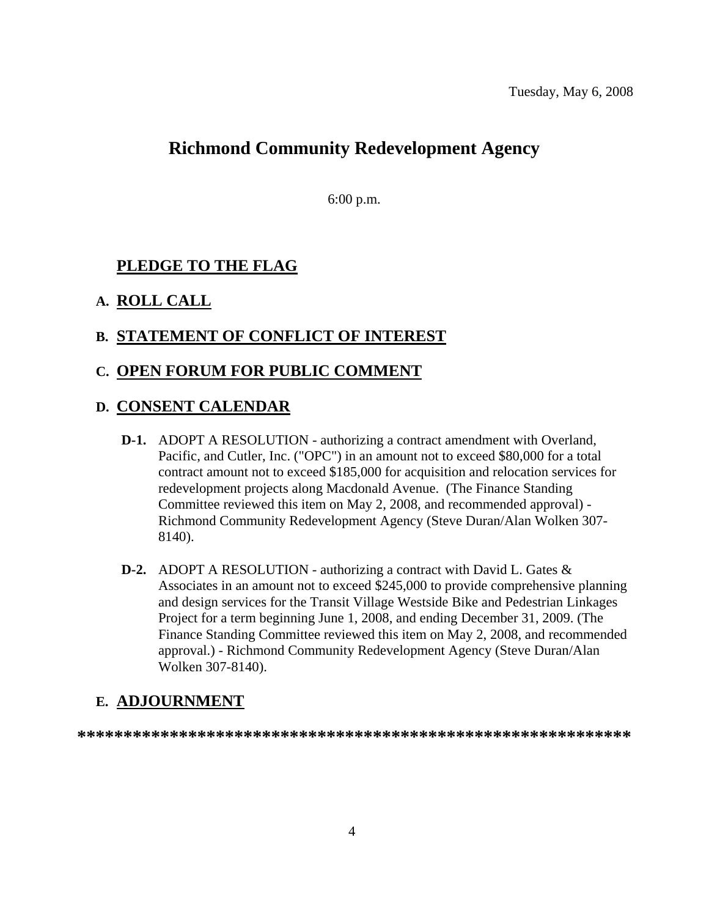Tuesday, May 6, 2008

# Richmond Community Redevelopment Agency

6:00 p.m.

## PLEDGE TO THE FLAG

## A. ROLL CALL

## B. STATEMENT OF CONFLICT OF INTEREST

## C. OPEN FORUM FOR PUBLIC COMMENT

## D. CONSENT CALENDAR

**D-1.** ADOPT A RESOLUTION - authorizing a contract amendment with Overland, Pacific, and Cutler, Inc. ("OPC") in an amount not to exceed $80,000 for a total contract amount not to exceed $185,000 for acquisition and relocation services for redevelopment projects along Macdonald Avenue. (The Finance Standing Committee reviewed this item on May 2, 2008, and recommended approval) - Richmond Community Redevelopment Agency (Steve Duran/Alan Wolken 307-8140).

**D-2.** ADOPT A RESOLUTION - authorizing a contract with David L. Gates & Associates in an amount not to exceed $245,000 to provide comprehensive planning and design services for the Transit Village Westside Bike and Pedestrian Linkages Project for a term beginning June 1, 2008, and ending December 31, 2009. (The Finance Standing Committee reviewed this item on May 2, 2008, and recommended approval.) - Richmond Community Redevelopment Agency (Steve Duran/Alan Wolken 307-8140).

## E. ADJOURNMENT

**************************************************************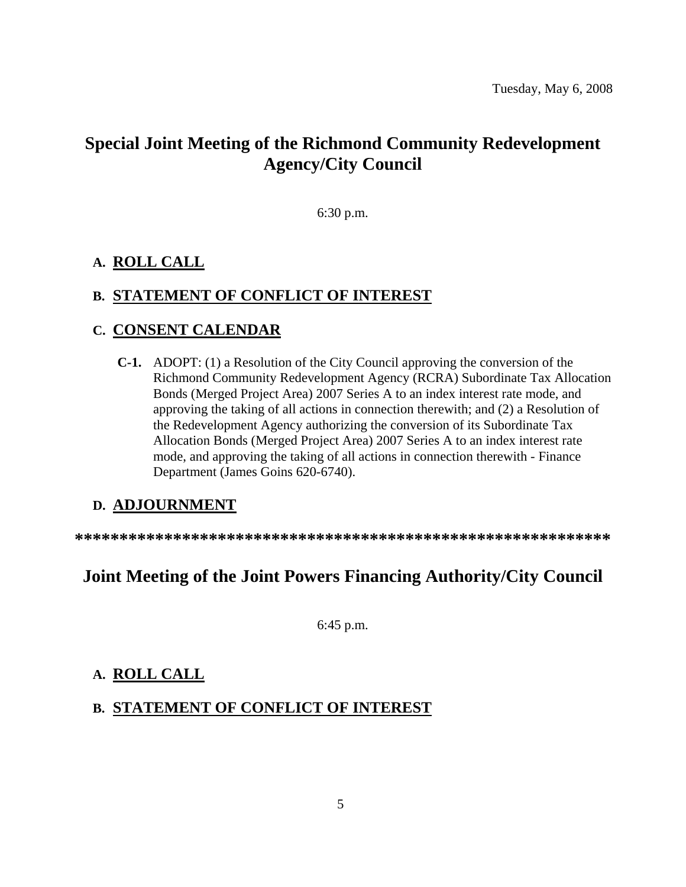Tuesday, May 6, 2008

# Special Joint Meeting of the Richmond Community Redevelopment Agency/City Council

6:30 p.m.

## A. ROLL CALL

## B. STATEMENT OF CONFLICT OF INTEREST

## C. CONSENT CALENDAR

**C-1.** ADOPT: (1) a Resolution of the City Council approving the conversion of the Richmond Community Redevelopment Agency (RCRA) Subordinate Tax Allocation Bonds (Merged Project Area) 2007 Series A to an index interest rate mode, and approving the taking of all actions in connection therewith; and (2) a Resolution of the Redevelopment Agency authorizing the conversion of its Subordinate Tax Allocation Bonds (Merged Project Area) 2007 Series A to an index interest rate mode, and approving the taking of all actions in connection therewith - Finance Department (James Goins 620-6740).

## D. ADJOURNMENT

**************************************************************

# Joint Meeting of the Joint Powers Financing Authority/City Council

6:45 p.m.

## A. ROLL CALL

## B. STATEMENT OF CONFLICT OF INTEREST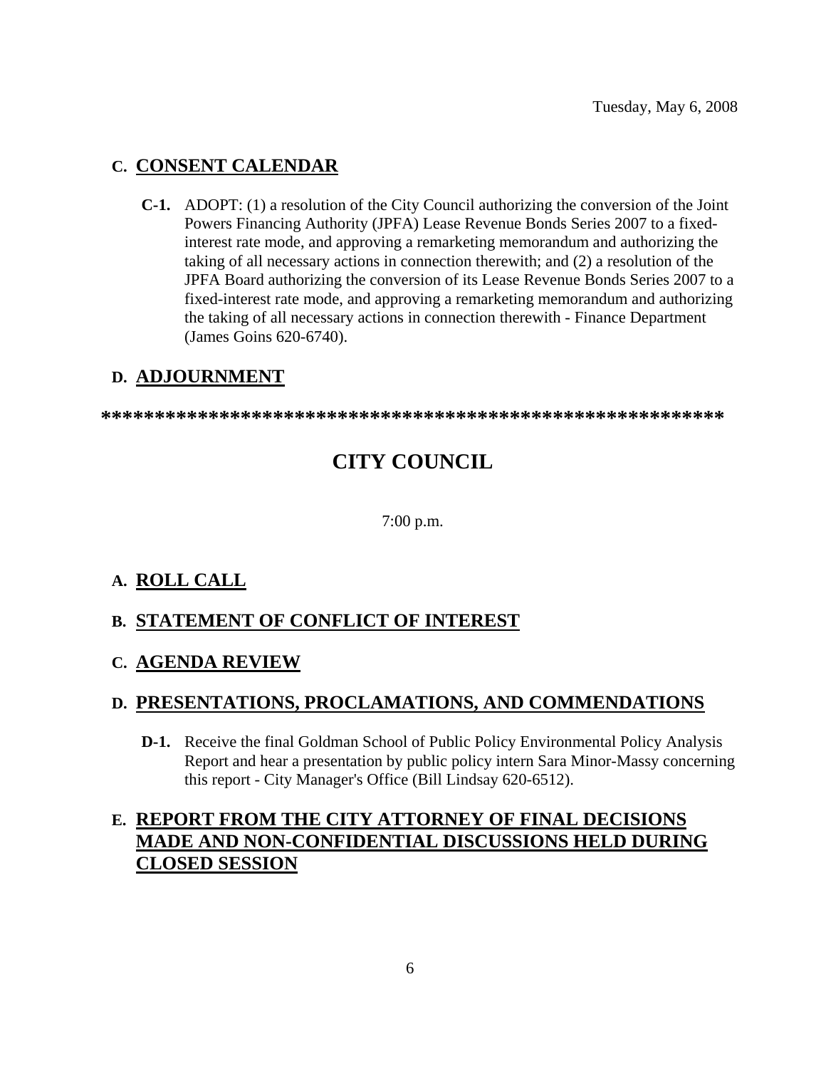Tuesday, May 6, 2008

## C. CONSENT CALENDAR

**C-1.** ADOPT: (1) a resolution of the City Council authorizing the conversion of the Joint Powers Financing Authority (JPFA) Lease Revenue Bonds Series 2007 to a fixed-interest rate mode, and approving a remarketing memorandum and authorizing the taking of all necessary actions in connection therewith; and (2) a resolution of the JPFA Board authorizing the conversion of its Lease Revenue Bonds Series 2007 to a fixed-interest rate mode, and approving a remarketing memorandum and authorizing the taking of all necessary actions in connection therewith - Finance Department (James Goins 620-6740).

## D. ADJOURNMENT

**\*\*\*\*\*\*\*\*\*\*\*\*\*\*\*\*\*\*\*\*\*\*\*\*\*\*\*\*\*\*\*\*\*\*\*\*\*\*\*\*\*\*\*\*\*\*\*\*\*\*\*\*\*\*\*\*\*\*\*\***

# CITY COUNCIL

7:00 p.m.

## A. ROLL CALL

## B. STATEMENT OF CONFLICT OF INTEREST

## C. AGENDA REVIEW

## D. PRESENTATIONS, PROCLAMATIONS, AND COMMENDATIONS

**D-1.** Receive the final Goldman School of Public Policy Environmental Policy Analysis Report and hear a presentation by public policy intern Sara Minor-Massy concerning this report - City Manager's Office (Bill Lindsay 620-6512).

## E. REPORT FROM THE CITY ATTORNEY OF FINAL DECISIONS MADE AND NON-CONFIDENTIAL DISCUSSIONS HELD DURING CLOSED SESSION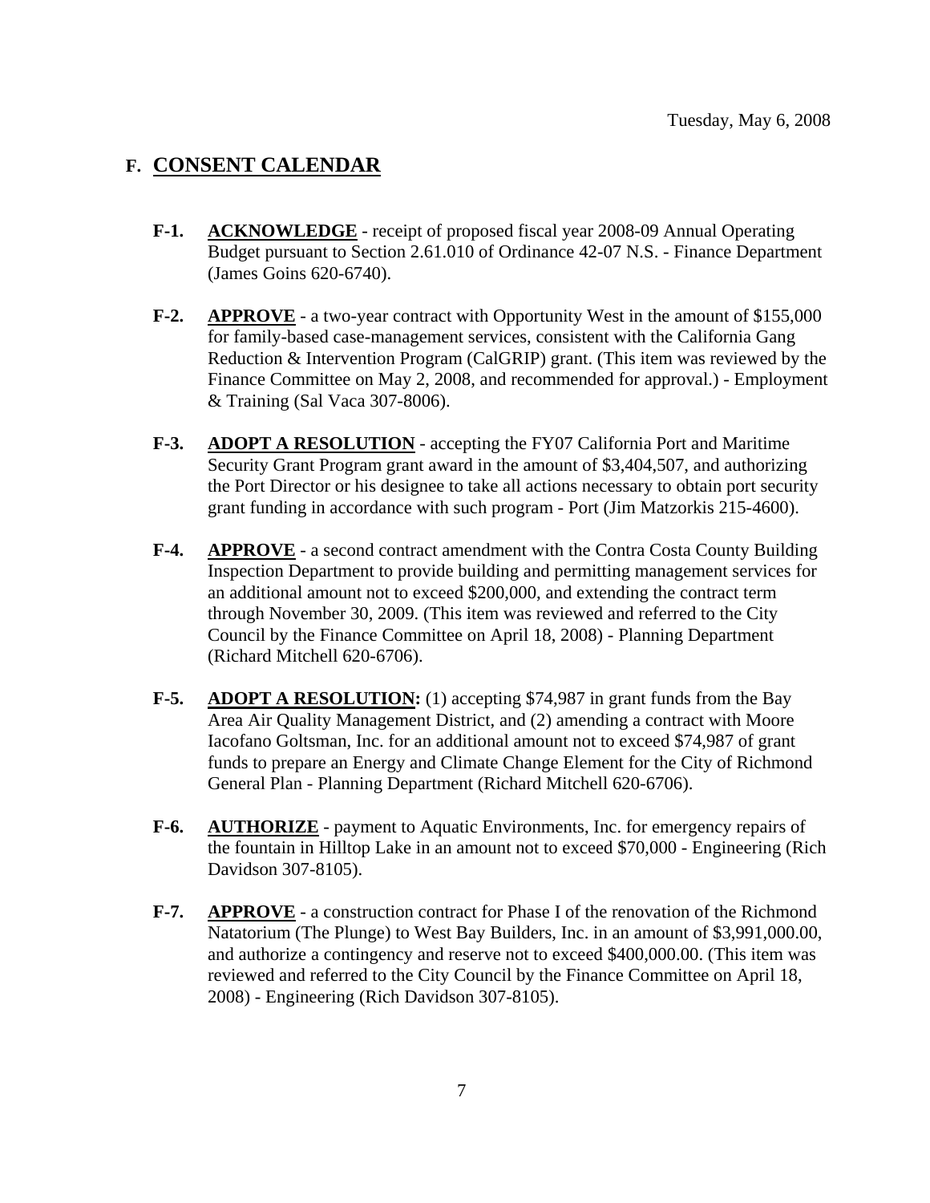Tuesday, May 6, 2008

## F. CONSENT CALENDAR

**F-1.** **ACKNOWLEDGE** - receipt of proposed fiscal year 2008-09 Annual Operating Budget pursuant to Section 2.61.010 of Ordinance 42-07 N.S. - Finance Department (James Goins 620-6740).

**F-2.** **APPROVE** - a two-year contract with Opportunity West in the amount of $155,000 for family-based case-management services, consistent with the California Gang Reduction & Intervention Program (CalGRIP) grant. (This item was reviewed by the Finance Committee on May 2, 2008, and recommended for approval.) - Employment & Training (Sal Vaca 307-8006).

**F-3.** **ADOPT A RESOLUTION** - accepting the FY07 California Port and Maritime Security Grant Program grant award in the amount of $3,404,507, and authorizing the Port Director or his designee to take all actions necessary to obtain port security grant funding in accordance with such program - Port (Jim Matzorkis 215-4600).

**F-4.** **APPROVE** - a second contract amendment with the Contra Costa County Building Inspection Department to provide building and permitting management services for an additional amount not to exceed $200,000, and extending the contract term through November 30, 2009. (This item was reviewed and referred to the City Council by the Finance Committee on April 18, 2008) - Planning Department (Richard Mitchell 620-6706).

**F-5.** **ADOPT A RESOLUTION:** (1) accepting $74,987 in grant funds from the Bay Area Air Quality Management District, and (2) amending a contract with Moore Iacofano Goltsman, Inc. for an additional amount not to exceed $74,987 of grant funds to prepare an Energy and Climate Change Element for the City of Richmond General Plan - Planning Department (Richard Mitchell 620-6706).

**F-6.** **AUTHORIZE** - payment to Aquatic Environments, Inc. for emergency repairs of the fountain in Hilltop Lake in an amount not to exceed $70,000 - Engineering (Rich Davidson 307-8105).

**F-7.** **APPROVE** - a construction contract for Phase I of the renovation of the Richmond Natatorium (The Plunge) to West Bay Builders, Inc. in an amount of $3,991,000.00, and authorize a contingency and reserve not to exceed $400,000.00. (This item was reviewed and referred to the City Council by the Finance Committee on April 18, 2008) - Engineering (Rich Davidson 307-8105).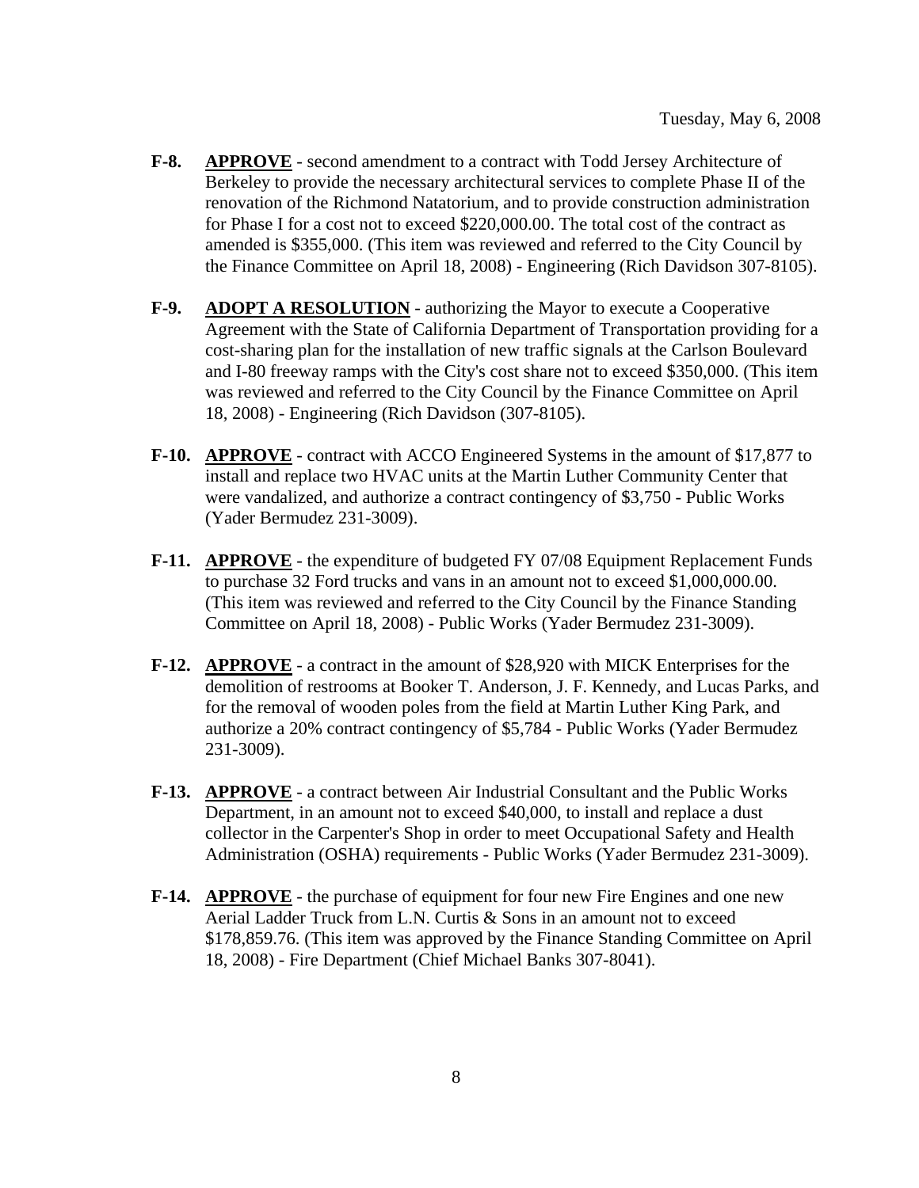Tuesday, May 6, 2008

**F-8.** **APPROVE** - second amendment to a contract with Todd Jersey Architecture of Berkeley to provide the necessary architectural services to complete Phase II of the renovation of the Richmond Natatorium, and to provide construction administration for Phase I for a cost not to exceed $220,000.00. The total cost of the contract as amended is $355,000. (This item was reviewed and referred to the City Council by the Finance Committee on April 18, 2008) - Engineering (Rich Davidson 307-8105).

**F-9.** **ADOPT A RESOLUTION** - authorizing the Mayor to execute a Cooperative Agreement with the State of California Department of Transportation providing for a cost-sharing plan for the installation of new traffic signals at the Carlson Boulevard and I-80 freeway ramps with the City's cost share not to exceed $350,000. (This item was reviewed and referred to the City Council by the Finance Committee on April 18, 2008) - Engineering (Rich Davidson (307-8105).

**F-10.** **APPROVE** - contract with ACCO Engineered Systems in the amount of $17,877 to install and replace two HVAC units at the Martin Luther Community Center that were vandalized, and authorize a contract contingency of $3,750 - Public Works (Yader Bermudez 231-3009).

**F-11.** **APPROVE** - the expenditure of budgeted FY 07/08 Equipment Replacement Funds to purchase 32 Ford trucks and vans in an amount not to exceed $1,000,000.00. (This item was reviewed and referred to the City Council by the Finance Standing Committee on April 18, 2008) - Public Works (Yader Bermudez 231-3009).

**F-12.** **APPROVE** - a contract in the amount of $28,920 with MICK Enterprises for the demolition of restrooms at Booker T. Anderson, J. F. Kennedy, and Lucas Parks, and for the removal of wooden poles from the field at Martin Luther King Park, and authorize a 20% contract contingency of $5,784 - Public Works (Yader Bermudez 231-3009).

**F-13.** **APPROVE** - a contract between Air Industrial Consultant and the Public Works Department, in an amount not to exceed $40,000, to install and replace a dust collector in the Carpenter's Shop in order to meet Occupational Safety and Health Administration (OSHA) requirements - Public Works (Yader Bermudez 231-3009).

**F-14.** **APPROVE** - the purchase of equipment for four new Fire Engines and one new Aerial Ladder Truck from L.N. Curtis & Sons in an amount not to exceed $178,859.76. (This item was approved by the Finance Standing Committee on April 18, 2008) - Fire Department (Chief Michael Banks 307-8041).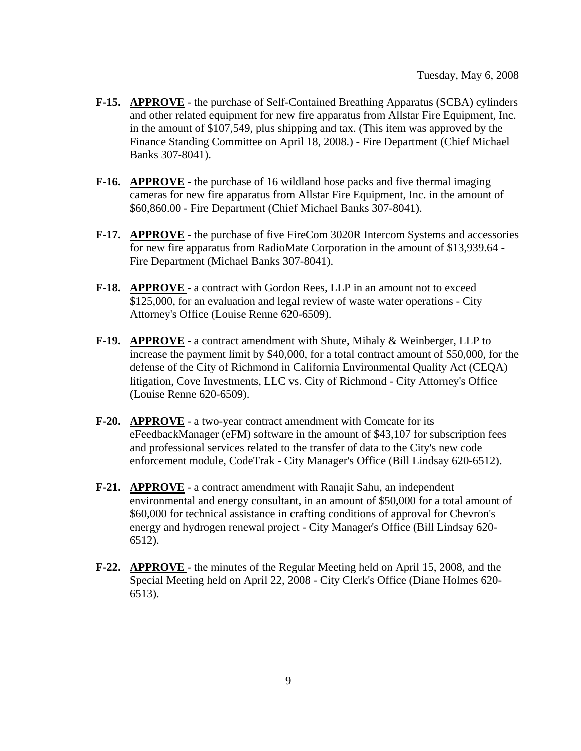- **F-15.** **APPROVE** - the purchase of Self-Contained Breathing Apparatus (SCBA) cylinders and other related equipment for new fire apparatus from Allstar Fire Equipment, Inc. in the amount of $107,549, plus shipping and tax. (This item was approved by the Finance Standing Committee on April 18, 2008.) - Fire Department (Chief Michael Banks 307-8041).

- **F-16.** **APPROVE** - the purchase of 16 wildland hose packs and five thermal imaging cameras for new fire apparatus from Allstar Fire Equipment, Inc. in the amount of $60,860.00 - Fire Department (Chief Michael Banks 307-8041).

- **F-17.** **APPROVE** - the purchase of five FireCom 3020R Intercom Systems and accessories for new fire apparatus from RadioMate Corporation in the amount of $13,939.64 - Fire Department (Michael Banks 307-8041).

- **F-18.** **APPROVE** - a contract with Gordon Rees, LLP in an amount not to exceed $125,000, for an evaluation and legal review of waste water operations - City Attorney's Office (Louise Renne 620-6509).

- **F-19.** **APPROVE** - a contract amendment with Shute, Mihaly & Weinberger, LLP to increase the payment limit by $40,000, for a total contract amount of $50,000, for the defense of the City of Richmond in California Environmental Quality Act (CEQA) litigation, Cove Investments, LLC vs. City of Richmond - City Attorney's Office (Louise Renne 620-6509).

- **F-20.** **APPROVE** - a two-year contract amendment with Comcate for its eFeedbackManager (eFM) software in the amount of $43,107 for subscription fees and professional services related to the transfer of data to the City's new code enforcement module, CodeTrak - City Manager's Office (Bill Lindsay 620-6512).

- **F-21.** **APPROVE** - a contract amendment with Ranajit Sahu, an independent environmental and energy consultant, in an amount of $50,000 for a total amount of $60,000 for technical assistance in crafting conditions of approval for Chevron's energy and hydrogen renewal project - City Manager's Office (Bill Lindsay 620-6512).

- **F-22.** **APPROVE** - the minutes of the Regular Meeting held on April 15, 2008, and the Special Meeting held on April 22, 2008 - City Clerk's Office (Diane Holmes 620-6513).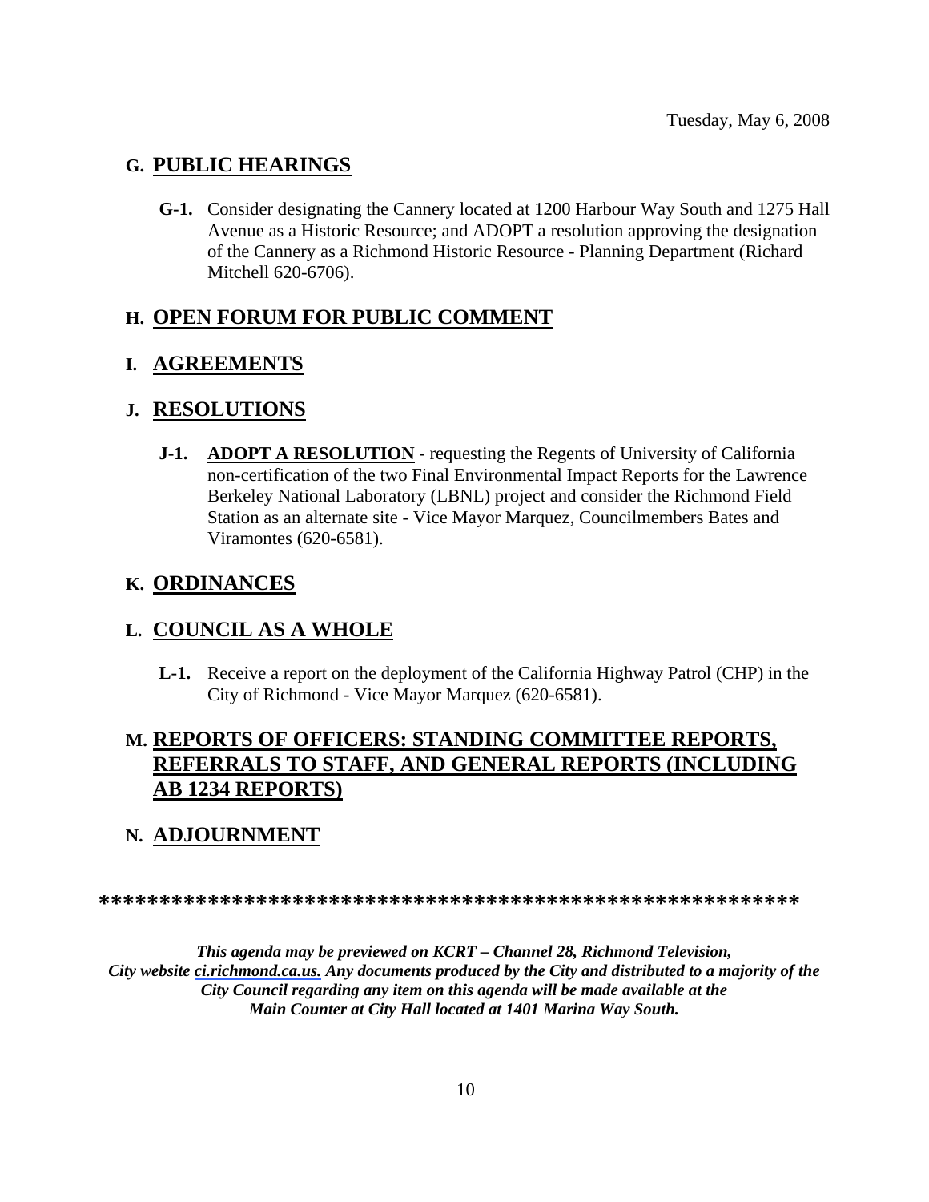Tuesday, May 6, 2008

## G. PUBLIC HEARINGS

**G-1.** Consider designating the Cannery located at 1200 Harbour Way South and 1275 Hall Avenue as a Historic Resource; and ADOPT a resolution approving the designation of the Cannery as a Richmond Historic Resource - Planning Department (Richard Mitchell 620-6706).

## H. OPEN FORUM FOR PUBLIC COMMENT

## I. AGREEMENTS

## J. RESOLUTIONS

**J-1.** **ADOPT A RESOLUTION** - requesting the Regents of University of California non-certification of the two Final Environmental Impact Reports for the Lawrence Berkeley National Laboratory (LBNL) project and consider the Richmond Field Station as an alternate site - Vice Mayor Marquez, Councilmembers Bates and Viramontes (620-6581).

## K. ORDINANCES

## L. COUNCIL AS A WHOLE

**L-1.** Receive a report on the deployment of the California Highway Patrol (CHP) in the City of Richmond - Vice Mayor Marquez (620-6581).

## M. REPORTS OF OFFICERS: STANDING COMMITTEE REPORTS, REFERRALS TO STAFF, AND GENERAL REPORTS (INCLUDING AB 1234 REPORTS)

## N. ADJOURNMENT

**********************************************************

*This agenda may be previewed on KCRT – Channel 28, Richmond Television, City website ci.richmond.ca.us. Any documents produced by the City and distributed to a majority of the City Council regarding any item on this agenda will be made available at the Main Counter at City Hall located at 1401 Marina Way South.*